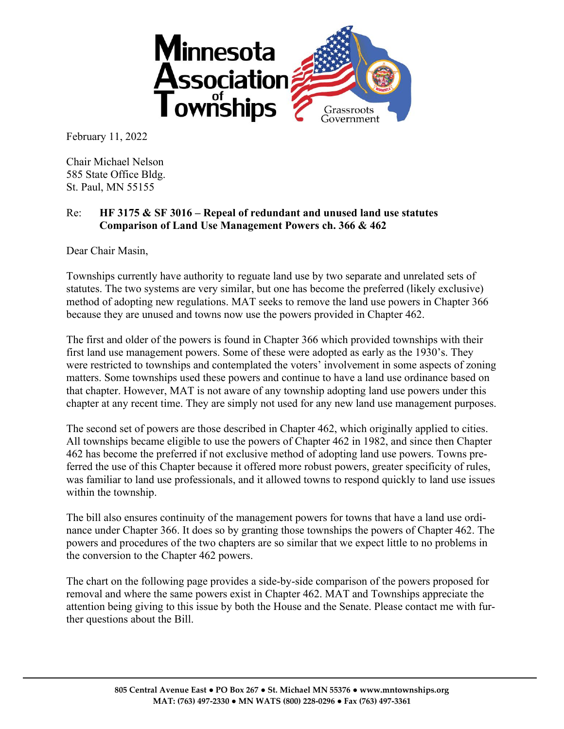# Minnesota Association of Townships

Grassroots Government

February 11, 2022

Chair Michael Nelson
585 State Office Bldg.
St. Paul, MN 55155

Re: **HF 3175 & SF 3016 – Repeal of redundant and unused land use statutes**
**Comparison of Land Use Management Powers ch. 366 & 462**

Dear Chair Masin,

Townships currently have authority to reguate land use by two separate and unrelated sets of statutes. The two systems are very similar, but one has become the preferred (likely exclusive) method of adopting new regulations. MAT seeks to remove the land use powers in Chapter 366 because they are unused and towns now use the powers provided in Chapter 462.

The first and older of the powers is found in Chapter 366 which provided townships with their first land use management powers. Some of these were adopted as early as the 1930's. They were restricted to townships and contemplated the voters' involvement in some aspects of zoning matters. Some townships used these powers and continue to have a land use ordinance based on that chapter. However, MAT is not aware of any township adopting land use powers under this chapter at any recent time. They are simply not used for any new land use management purposes.

The second set of powers are those described in Chapter 462, which originally applied to cities. All townships became eligible to use the powers of Chapter 462 in 1982, and since then Chapter 462 has become the preferred if not exclusive method of adopting land use powers. Towns preferred the use of this Chapter because it offered more robust powers, greater specificity of rules, was familiar to land use professionals, and it allowed towns to respond quickly to land use issues within the township.

The bill also ensures continuity of the management powers for towns that have a land use ordinance under Chapter 366. It does so by granting those townships the powers of Chapter 462. The powers and procedures of the two chapters are so similar that we expect little to no problems in the conversion to the Chapter 462 powers.

The chart on the following page provides a side-by-side comparison of the powers proposed for removal and where the same powers exist in Chapter 462. MAT and Townships appreciate the attention being giving to this issue by both the House and the Senate. Please contact me with further questions about the Bill.

805 Central Avenue East • PO Box 267 • St. Michael MN 55376 • www.mntownships.org
MAT: (763) 497-2330 • MN WATS (800) 228-0296 • Fax (763) 497-3361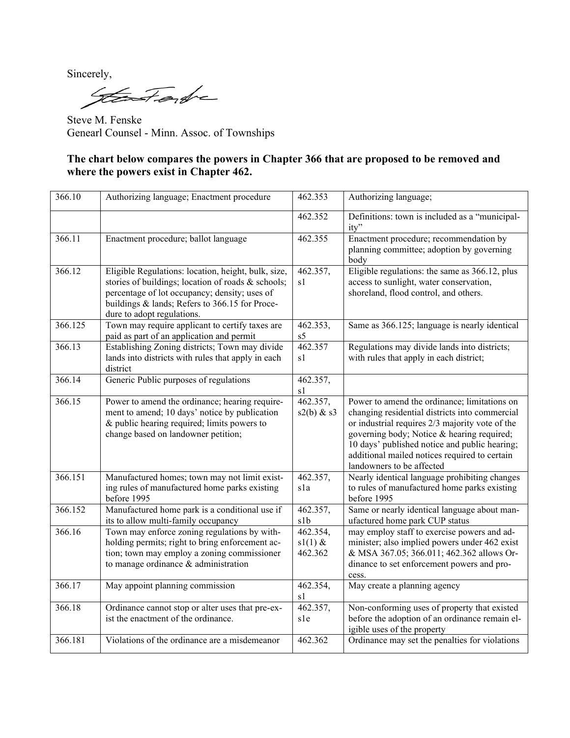Sincerely,

Steve M. Fenske
Genearl Counsel - Minn. Assoc. of Townships

**The chart below compares the powers in Chapter 366 that are proposed to be removed and where the powers exist in Chapter 462.**

| | | | |
|---|---|---|---|
| 366.10 | Authorizing language; Enactment procedure | 462.353 | Authorizing language; |
| | | 462.352 | Definitions: town is included as a "municipality" |
| 366.11 | Enactment procedure; ballot language | 462.355 | Enactment procedure; recommendation by planning committee; adoption by governing body |
| 366.12 | Eligible Regulations: location, height, bulk, size, stories of buildings; location of roads & schools; percentage of lot occupancy; density; uses of buildings & lands; Refers to 366.15 for Procedure to adopt regulations. | 462.357, s1 | Eligible regulations: the same as 366.12, plus access to sunlight, water conservation, shoreland, flood control, and others. |
| 366.125 | Town may require applicant to certify taxes are paid as part of an application and permit | 462.353, s5 | Same as 366.125; language is nearly identical |
| 366.13 | Establishing Zoning districts; Town may divide lands into districts with rules that apply in each district | 462.357 s1 | Regulations may divide lands into districts; with rules that apply in each district; |
| 366.14 | Generic Public purposes of regulations | 462.357, s1 | |
| 366.15 | Power to amend the ordinance; hearing requirement to amend; 10 days' notice by publication & public hearing required; limits powers to change based on landowner petition; | 462.357, s2(b) & s3 | Power to amend the ordinance; limitations on changing residential districts into commercial or industrial requires 2/3 majority vote of the governing body; Notice & hearing required; 10 days' published notice and public hearing; additional mailed notices required to certain landowners to be affected |
| 366.151 | Manufactured homes; town may not limit existing rules of manufactured home parks existing before 1995 | 462.357, s1a | Nearly identical language prohibiting changes to rules of manufactured home parks existing before 1995 |
| 366.152 | Manufactured home park is a conditional use if its to allow multi-family occupancy | 462.357, s1b | Same or nearly identical language about manufactured home park CUP status |
| 366.16 | Town may enforce zoning regulations by withholding permits; right to bring enforcement action; town may employ a zoning commissioner to manage ordinance & administration | 462.354, s1(1) & 462.362 | may employ staff to exercise powers and administer; also implied powers under 462 exist & MSA 367.05; 366.011; 462.362 allows Ordinance to set enforcement powers and process. |
| 366.17 | May appoint planning commission | 462.354, s1 | May create a planning agency |
| 366.18 | Ordinance cannot stop or alter uses that pre-exist the enactment of the ordinance. | 462.357, s1e | Non-conforming uses of property that existed before the adoption of an ordinance remain eligible uses of the property |
| 366.181 | Violations of the ordinance are a misdemeanor | 462.362 | Ordinance may set the penalties for violations |